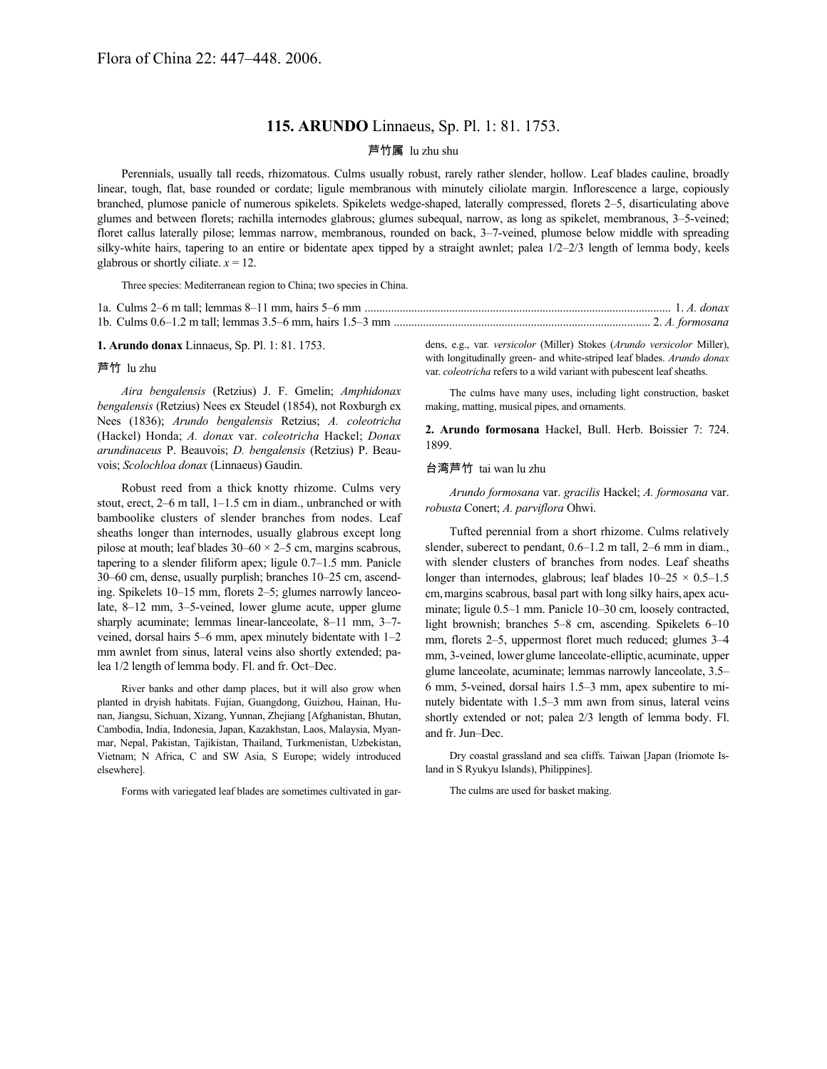Flora of China 22: 447–448. 2006.

## 115. ARUNDO Linnaeus, Sp. Pl. 1: 81. 1753.

芦竹属 lu zhu shu

Perennials, usually tall reeds, rhizomatous. Culms usually robust, rarely rather slender, hollow. Leaf blades cauline, broadly linear, tough, flat, base rounded or cordate; ligule membranous with minutely ciliolate margin. Inflorescence a large, copiously branched, plumose panicle of numerous spikelets. Spikelets wedge-shaped, laterally compressed, florets 2–5, disarticulating above glumes and between florets; rachilla internodes glabrous; glumes subequal, narrow, as long as spikelet, membranous, 3–5-veined; floret callus laterally pilose; lemmas narrow, membranous, rounded on back, 3–7-veined, plumose below middle with spreading silky-white hairs, tapering to an entire or bidentate apex tipped by a straight awnlet; palea 1/2–2/3 length of lemma body, keels glabrous or shortly ciliate. $x = 12$.

Three species: Mediterranean region to China; two species in China.

1a. Culms 2–6 m tall; lemmas 8–11 mm, hairs 5–6 mm .......... 1. *A. donax*
1b. Culms 0.6–1.2 m tall; lemmas 3.5–6 mm, hairs 1.5–3 mm .......... 2. *A. formosana*

**1. Arundo donax** Linnaeus, Sp. Pl. 1: 81. 1753.

芦竹 lu zhu

*Aira bengalensis* (Retzius) J. F. Gmelin; *Amphidonax bengalensis* (Retzius) Nees ex Steudel (1854), not Roxburgh ex Nees (1836); *Arundo bengalensis* Retzius; *A. coleotricha* (Hackel) Honda; *A. donax* var. *coleotricha* Hackel; *Donax arundinaceus* P. Beauvois; *D. bengalensis* (Retzius) P. Beauvois; *Scolochloa donax* (Linnaeus) Gaudin.

Robust reed from a thick knotty rhizome. Culms very stout, erect, 2–6 m tall, 1–1.5 cm in diam., unbranched or with bamboolike clusters of slender branches from nodes. Leaf sheaths longer than internodes, usually glabrous except long pilose at mouth; leaf blades 30–60 × 2–5 cm, margins scabrous, tapering to a slender filiform apex; ligule 0.7–1.5 mm. Panicle 30–60 cm, dense, usually purplish; branches 10–25 cm, ascending. Spikelets 10–15 mm, florets 2–5; glumes narrowly lanceolate, 8–12 mm, 3–5-veined, lower glume acute, upper glume sharply acuminate; lemmas linear-lanceolate, 8–11 mm, 3–7-veined, dorsal hairs 5–6 mm, apex minutely bidentate with 1–2 mm awnlet from sinus, lateral veins also shortly extended; palea 1/2 length of lemma body. Fl. and fr. Oct–Dec.

River banks and other damp places, but it will also grow when planted in dryish habitats. Fujian, Guangdong, Guizhou, Hainan, Hunan, Jiangsu, Sichuan, Xizang, Yunnan, Zhejiang [Afghanistan, Bhutan, Cambodia, India, Indonesia, Japan, Kazakhstan, Laos, Malaysia, Myanmar, Nepal, Pakistan, Tajikistan, Thailand, Turkmenistan, Uzbekistan, Vietnam; N Africa, C and SW Asia, S Europe; widely introduced elsewhere].

Forms with variegated leaf blades are sometimes cultivated in gardens, e.g., var. *versicolor* (Miller) Stokes (*Arundo versicolor* Miller), with longitudinally green- and white-striped leaf blades. *Arundo donax* var. *coleotricha* refers to a wild variant with pubescent leaf sheaths.

The culms have many uses, including light construction, basket making, matting, musical pipes, and ornaments.

**2. Arundo formosana** Hackel, Bull. Herb. Boissier 7: 724. 1899.

台湾芦竹 tai wan lu zhu

*Arundo formosana* var. *gracilis* Hackel; *A. formosana* var. *robusta* Conert; *A. parviflora* Ohwi.

Tufted perennial from a short rhizome. Culms relatively slender, suberect to pendant, 0.6–1.2 m tall, 2–6 mm in diam., with slender clusters of branches from nodes. Leaf sheaths longer than internodes, glabrous; leaf blades 10–25 × 0.5–1.5 cm, margins scabrous, basal part with long silky hairs, apex acuminate; ligule 0.5–1 mm. Panicle 10–30 cm, loosely contracted, light brownish; branches 5–8 cm, ascending. Spikelets 6–10 mm, florets 2–5, uppermost floret much reduced; glumes 3–4 mm, 3-veined, lower glume lanceolate-elliptic, acuminate, upper glume lanceolate, acuminate; lemmas narrowly lanceolate, 3.5–6 mm, 5-veined, dorsal hairs 1.5–3 mm, apex subentire to minutely bidentate with 1.5–3 mm awn from sinus, lateral veins shortly extended or not; palea 2/3 length of lemma body. Fl. and fr. Jun–Dec.

Dry coastal grassland and sea cliffs. Taiwan [Japan (Iriomote Island in S Ryukyu Islands), Philippines].

The culms are used for basket making.